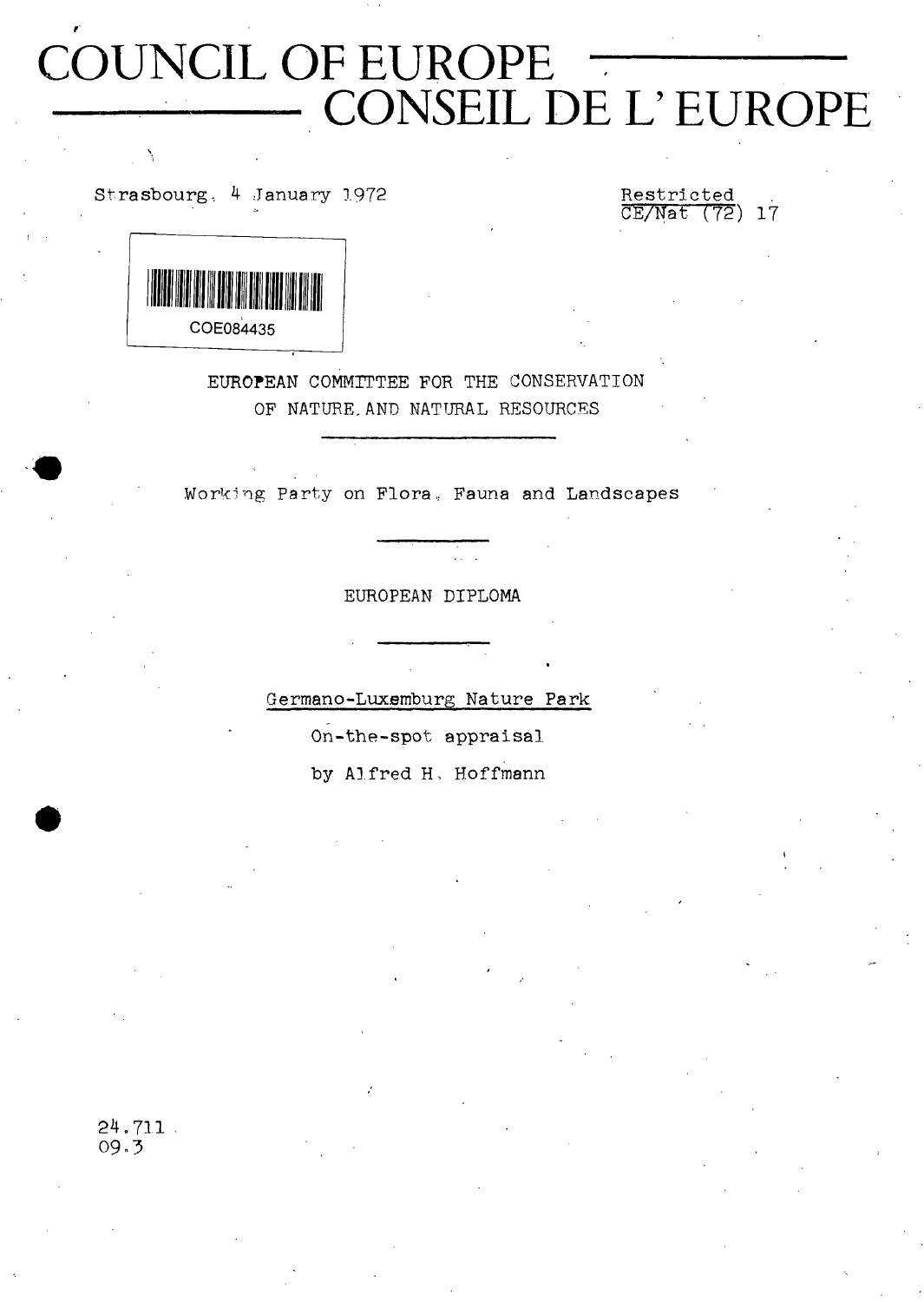# COUNCIL OF EUROPE
# CONSEIL DE L'EUROPE

Strasbourg, 4 January 1972

Restricted
CE/Nat (72) 17

COE084435

EUROPEAN COMMITTEE FOR THE CONSERVATION
OF NATURE AND NATURAL RESOURCES

Working Party on Flora, Fauna and Landscapes

EUROPEAN DIPLOMA

Germano-Luxemburg Nature Park

On-the-spot appraisal

by Alfred H. Hoffmann

24.711
09.3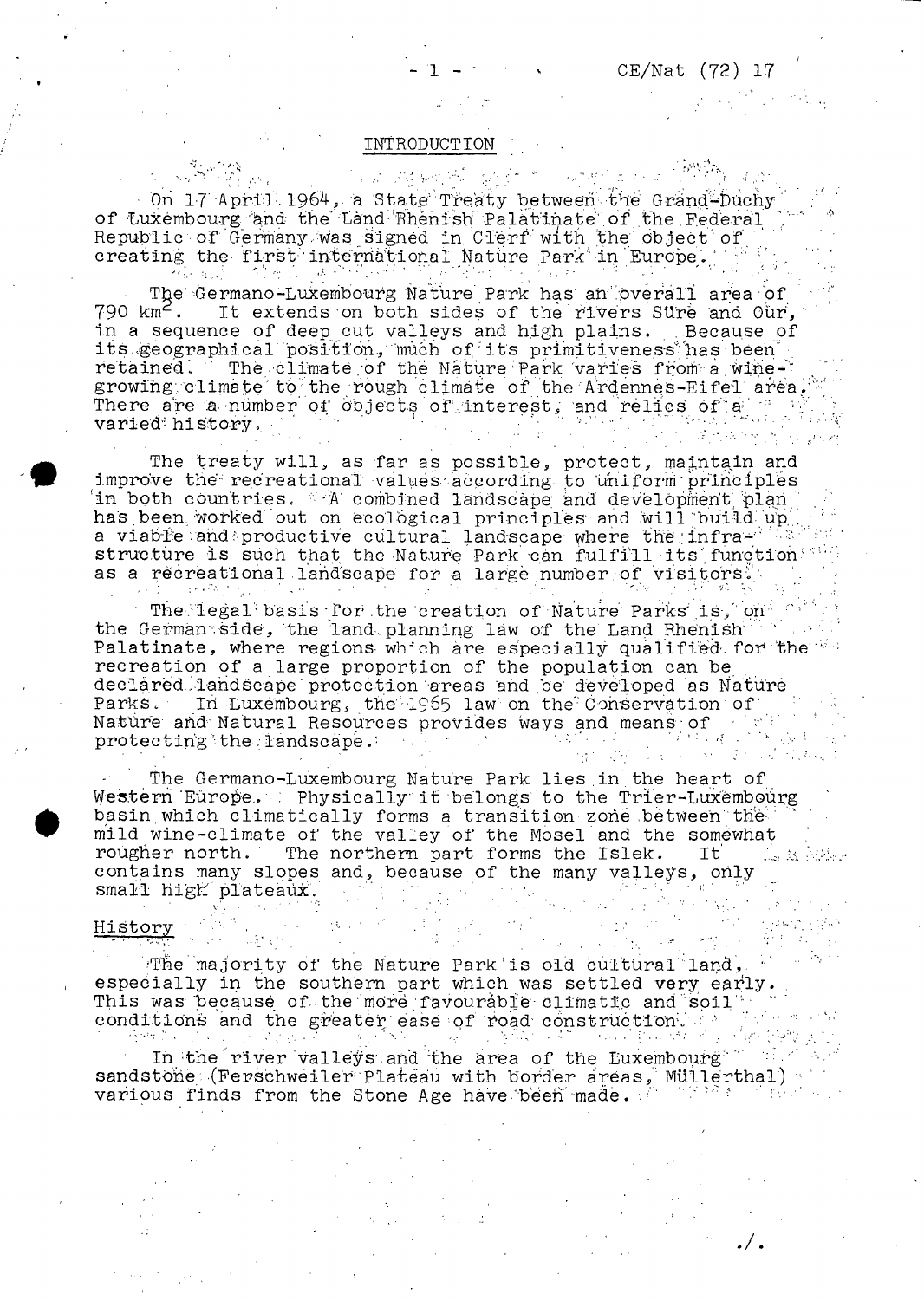# INTRODUCTION

On 17 April 1964, a State Treaty between the Grand-Duchy of Luxembourg and the Land Rhenish Palatinate of the Federal Republic of Germany was signed in Clerf with the object of creating the first international Nature Park in Europe.

The Germano-Luxembourg Nature Park has an overall area of 790 km$^2$. It extends on both sides of the rivers Süre and Our, in a sequence of deep cut valleys and high plains. Because of its geographical position, much of its primitiveness has been retained. The climate of the Nature Park varies from a wine-growing climate to the rough climate of the Ardennes-Eifel area. There are a number of objects of interest, and relics of a varied history.

The treaty will, as far as possible, protect, maintain and improve the recreational values according to uniform principles in both countries. A combined landscape and development plan has been worked out on ecological principles and will build up a viable and productive cultural landscape where the infrastructure is such that the Nature Park can fulfill its function as a recreational landscape for a large number of visitors.

The legal basis for the creation of Nature Parks is, on the German side, the land planning law of the Land Rhenish Palatinate, where regions which are especially qualified for the recreation of a large proportion of the population can be declared landscape protection areas and be developed as Nature Parks. In Luxembourg, the 1965 law on the Conservation of Nature and Natural Resources provides ways and means of protecting the landscape.

The Germano-Luxembourg Nature Park lies in the heart of Western Europe. Physically it belongs to the Trier-Luxembourg basin which climatically forms a transition zone between the mild wine-climate of the valley of the Mosel and the somewhat rougher north. The northern part forms the Islek. It contains many slopes and, because of the many valleys, only small high plateaux.

## History

The majority of the Nature Park is old cultural land, especially in the southern part which was settled very early. This was because of the more favourable climatic and soil conditions and the greater ease of road construction.

In the river valleys and the area of the Luxembourg sandstone (Ferschweiler Plateau with border areas, Müllerthal) various finds from the Stone Age have been made.

./.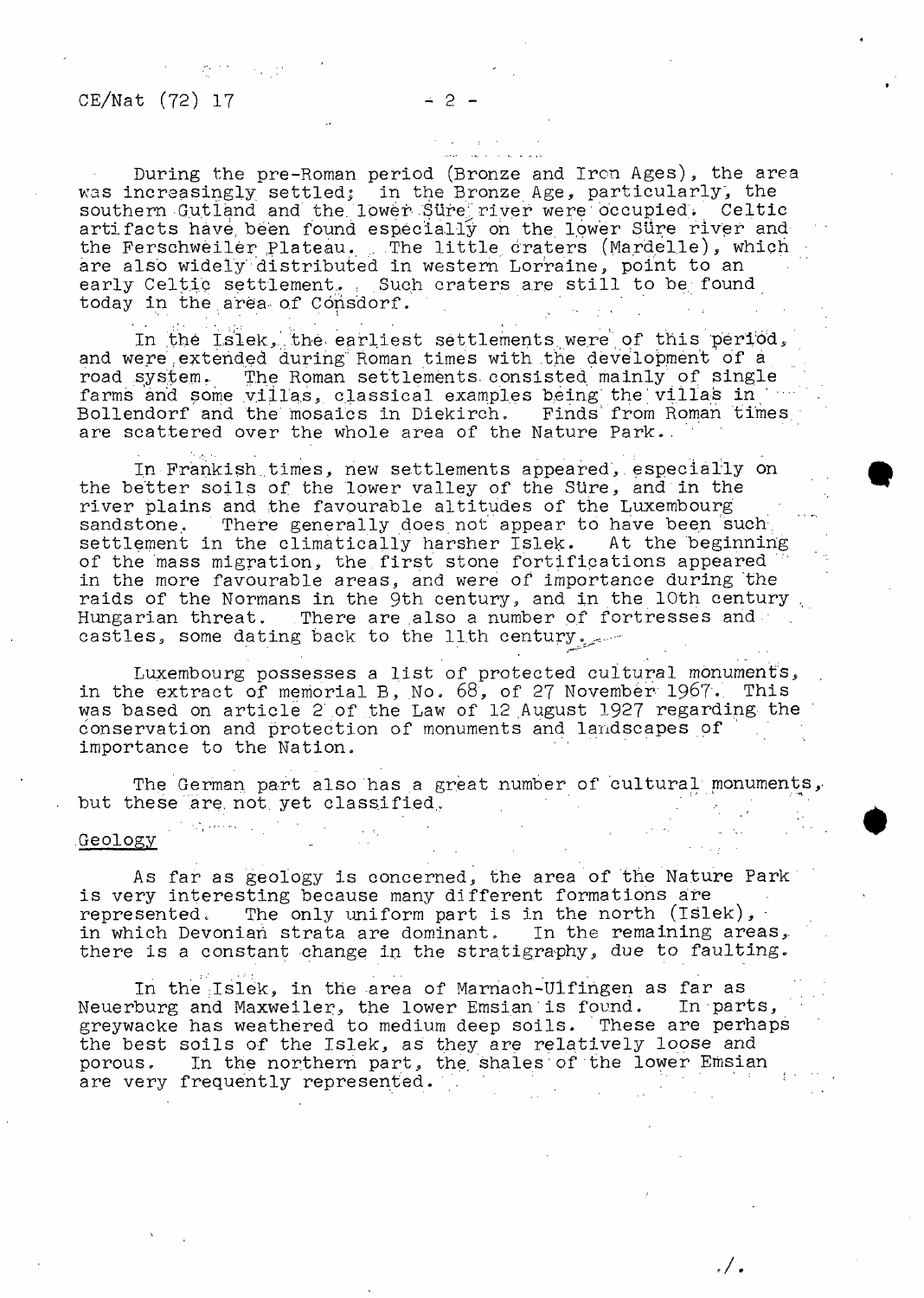During the pre-Roman period (Bronze and Iron Ages), the area was increasingly settled; in the Bronze Age, particularly, the southern Gutland and the lower Süre river were occupied. Celtic artifacts have been found especially on the lower Süre river and the Ferschweiler Plateau. The little craters (Mardelle), which are also widely distributed in western Lorraine, point to an early Celtic settlement. Such craters are still to be found today in the area of Consdorf.

In the Islek, the earliest settlements were of this period, and were extended during Roman times with the development of a road system. The Roman settlements consisted mainly of single farms and some villas, classical examples being the villas in Bollendorf and the mosaics in Diekirch. Finds from Roman times are scattered over the whole area of the Nature Park.

In Frankish times, new settlements appeared, especially on the better soils of the lower valley of the Süre, and in the river plains and the favourable altitudes of the Luxembourg sandstone. There generally does not appear to have been such settlement in the climatically harsher Islek. At the beginning of the mass migration, the first stone fortifications appeared in the more favourable areas, and were of importance during the raids of the Normans in the 9th century, and in the 10th century Hungarian threat. There are also a number of fortresses and castles, some dating back to the 11th century.

Luxembourg possesses a list of protected cultural monuments, in the extract of memorial B, No. 68, of 27 November 1967. This was based on article 2 of the Law of 12 August 1927 regarding the conservation and protection of monuments and landscapes of importance to the Nation.

The German part also has a great number of cultural monuments, but these are not yet classified.

## Geology

As far as geology is concerned, the area of the Nature Park is very interesting because many different formations are represented. The only uniform part is in the north (Islek), in which Devonian strata are dominant. In the remaining areas, there is a constant change in the stratigraphy, due to faulting.

In the Islek, in the area of Marnach-Ulfingen as far as Neuerburg and Maxweiler, the lower Emsian is found. In parts, greywacke has weathered to medium deep soils. These are perhaps the best soils of the Islek, as they are relatively loose and porous. In the northern part, the shales of the lower Emsian are very frequently represented.

./.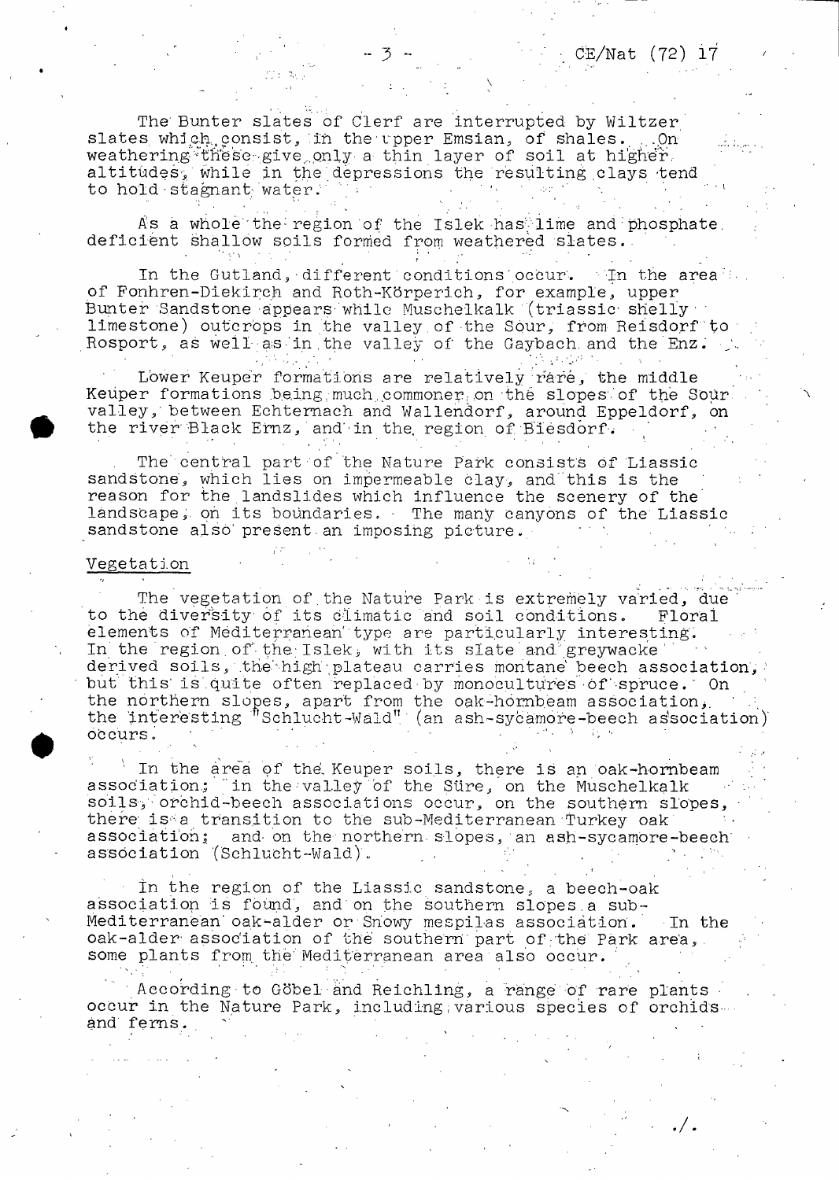The Bunter slates of Clerf are interrupted by Wiltzer slates which consist, in the upper Emsian, of shales. On weathering these give only a thin layer of soil at higher altitudes, while in the depressions the resulting clays tend to hold stagnant water.

As a whole the region of the Islek has lime and phosphate deficient shallow soils formed from weathered slates.

In the Gutland, different conditions occur. In the area of Fonhren-Diekirch and Roth-Körperich, for example, upper Bunter Sandstone appears while Muschelkalk (triassic shelly limestone) outcrops in the valley of the Sour, from Reisdorf to Rosport, as well as in the valley of the Gaybach and the Enz.

Lower Keuper formations are relatively rare, the middle Keuper formations being much commoner on the slopes of the Sour valley, between Echternach and Wallendorf, around Eppeldorf, on the river Black Ernz, and in the region of Biesdorf.

The central part of the Nature Park consists of Liassic sandstone, which lies on impermeable clay, and this is the reason for the landslides which influence the scenery of the landscape, on its boundaries. The many canyons of the Liassic sandstone also present an imposing picture.

## Vegetation

The vegetation of the Nature Park is extremely varied, due to the diversity of its climatic and soil conditions. Floral elements of Mediterranean type are particularly interesting. In the region of the Islek, with its slate and greywacke derived soils, the high plateau carries montane beech association, but this is quite often replaced by monocultures of spruce. On the northern slopes, apart from the oak-hornbeam association, the interesting "Schlucht-Wald" (an ash-sycamore-beech association) occurs.

In the area of the Keuper soils, there is an oak-hornbeam association; in the valley of the Süre, on the Muschelkalk soils, orchid-beech associations occur, on the southern slopes, there is a transition to the sub-Mediterranean Turkey oak association; and on the northern slopes, an ash-sycamore-beech association (Schlucht-Wald).

In the region of the Liassic sandstone, a beech-oak association is found, and on the southern slopes a sub-Mediterranean oak-alder or Snowy mespilas association. In the oak-alder association of the southern part of the Park area, some plants from the Mediterranean area also occur.

According to Göbel and Reichling, a range of rare plants occur in the Nature Park, including various species of orchids and ferns.

./.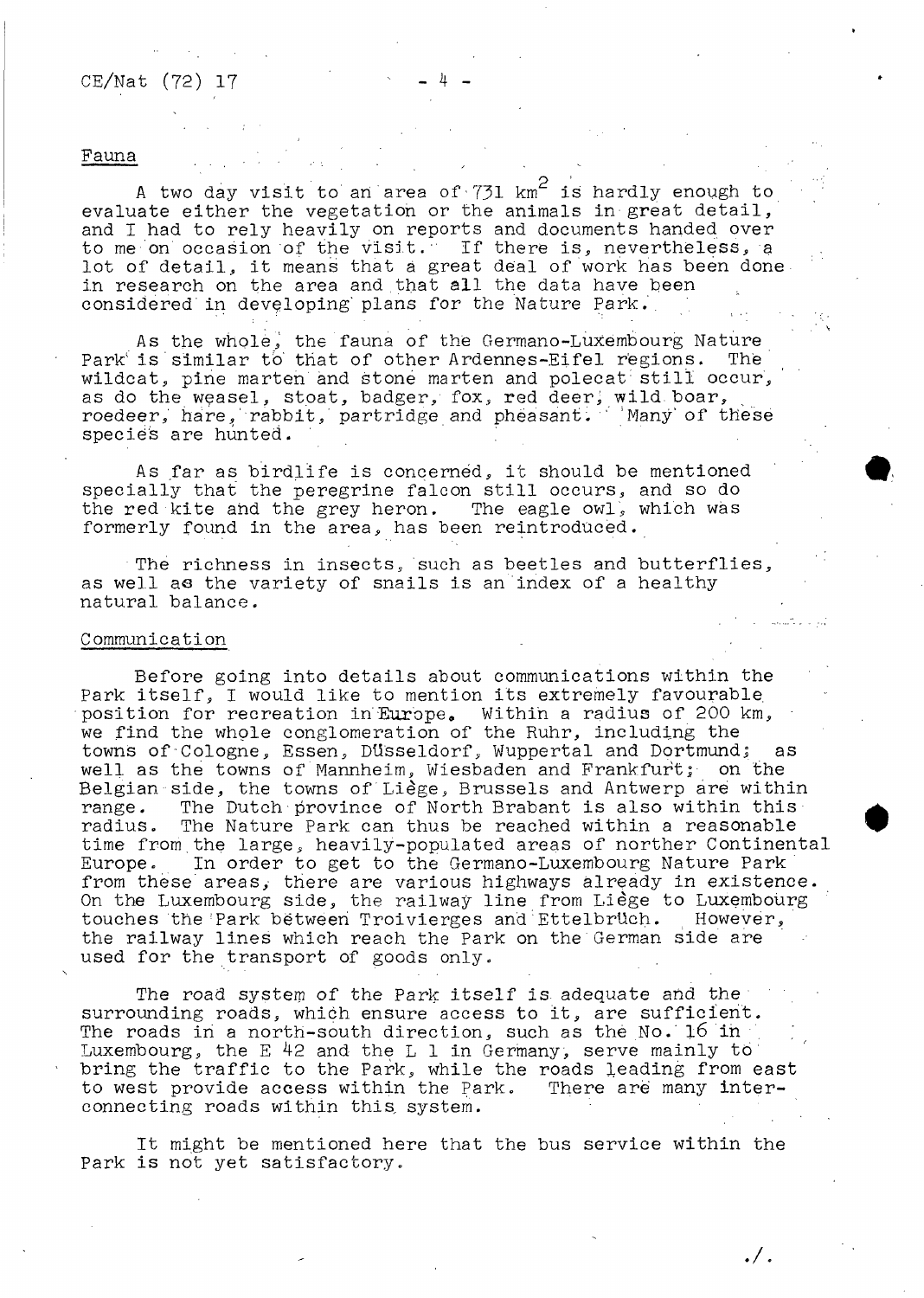Fauna

A two day visit to an area of 731 $km^2$ is hardly enough to evaluate either the vegetation or the animals in great detail, and I had to rely heavily on reports and documents handed over to me on occasion of the visit. If there is, nevertheless, a lot of detail, it means that a great deal of work has been done in research on the area and that all the data have been considered in developing plans for the Nature Park.

As the whole, the fauna of the Germano-Luxembourg Nature Park is similar to that of other Ardennes-Eifel regions. The wildcat, pine marten and stone marten and polecat still occur, as do the weasel, stoat, badger, fox, red deer, wild boar, roedeer, hare, rabbit, partridge and pheasant. Many of these species are hunted.

As far as birdlife is concerned, it should be mentioned specially that the peregrine falcon still occurs, and so do the red kite and the grey heron. The eagle owl, which was formerly found in the area, has been reintroduced.

The richness in insects, such as beetles and butterflies, as well as the variety of snails is an index of a healthy natural balance.

Communication

Before going into details about communications within the Park itself, I would like to mention its extremely favourable position for recreation in Europe. Within a radius of 200 km, we find the whole conglomeration of the Ruhr, including the towns of Cologne, Essen, Düsseldorf, Wuppertal and Dortmund; as well as the towns of Mannheim, Wiesbaden and Frankfurt; on the Belgian side, the towns of Liège, Brussels and Antwerp are within range. The Dutch province of North Brabant is also within this radius. The Nature Park can thus be reached within a reasonable time from the large, heavily-populated areas of norther Continental Europe. In order to get to the Germano-Luxembourg Nature Park from these areas, there are various highways already in existence. On the Luxembourg side, the railway line from Liège to Luxembourg touches the Park between Troivierges and Ettelbrüch. However, the railway lines which reach the Park on the German side are used for the transport of goods only.

The road system of the Park itself is adequate and the surrounding roads, which ensure access to it, are sufficient. The roads in a north-south direction, such as the No. 16 in Luxembourg, the E 42 and the L 1 in Germany, serve mainly to bring the traffic to the Park, while the roads leading from east to west provide access within the Park. There are many interconnecting roads within this system.

It might be mentioned here that the bus service within the Park is not yet satisfactory.

./.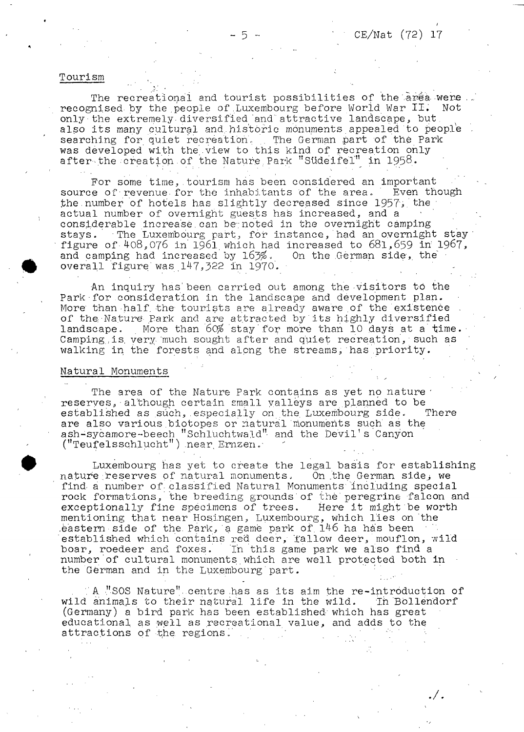## Tourism

The recreational and tourist possibilities of the area were recognised by the people of Luxembourg before World War II. Not only the extremely diversified and attractive landscape, but also its many cultural and historic monuments appealed to people searching for quiet recreation. The German part of the Park was developed with the view to this kind of recreation only after the creation of the Nature Park "Südeifel" in 1958.

For some time, tourism has been considered an important source of revenue for the inhabitants of the area. Even though the number of hotels has slightly decreased since 1957, the actual number of overnight guests has increased, and a considerable increase can be noted in the overnight camping stays. The Luxembourg part, for instance, had an overnight stay figure of 408,076 in 1961 which had increased to 681,659 in 1967, and camping had increased by 163%. On the German side, the overall figure was 147,322 in 1970.

An inquiry has been carried out among the visitors to the Park for consideration in the landscape and development plan. More than half the tourists are already aware of the existence of the Nature Park and are attracted by its highly diversified landscape. More than 60% stay for more than 10 days at a time. Camping is very much sought after and quiet recreation, such as walking in the forests and along the streams, has priority.

## Natural Monuments

The area of the Nature Park contains as yet no nature reserves, although certain small valleys are planned to be established as such, especially on the Luxembourg side. There are also various biotopes or natural monuments such as the ash-sycamore-beech "Schluchtwald" and the Devil's Canyon ("Teufelsschlucht") near Ernzen.

Luxembourg has yet to create the legal basis for establishing nature reserves of natural monuments. On the German side, we find a number of classified Natural Monuments including special rock formations, the breeding grounds of the peregrine falcon and exceptionally fine specimens of trees. Here it might be worth mentioning that near Hosingen, Luxembourg, which lies on the eastern side of the Park, a game park of 146 ha has been established which contains red deer, fallow deer, mouflon, wild boar, roedeer and foxes. In this game park we also find a number of cultural monuments which are well protected both in the German and in the Luxembourg part.

A "SOS Nature" centre has as its aim the re-introduction of wild animals to their natural life in the wild. In Bollendorf (Germany) a bird park has been established which has great educational as well as recreational value, and adds to the attractions of the regions.

./.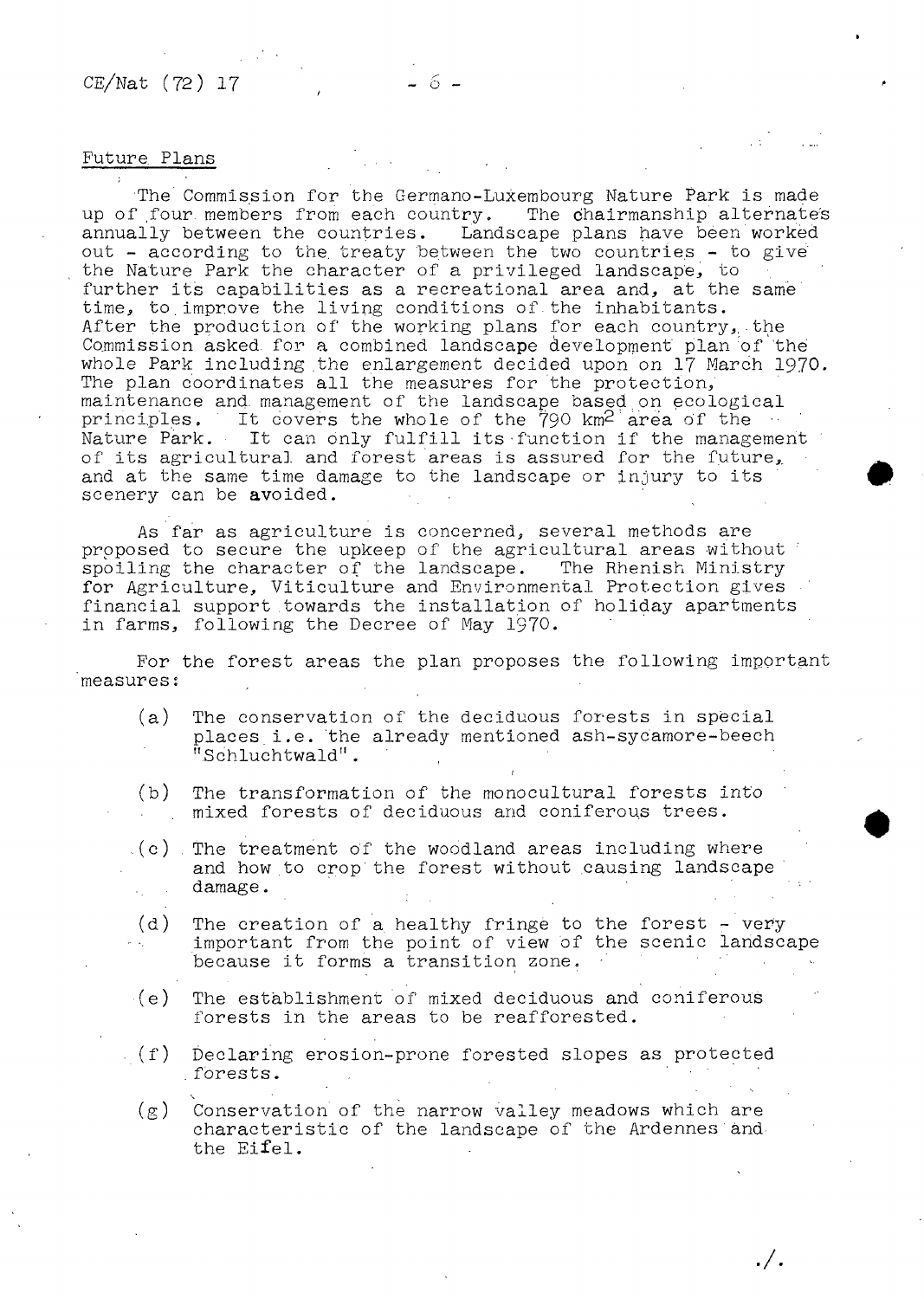## Future Plans

The Commission for the Germano-Luxembourg Nature Park is made up of four members from each country. The chairmanship alternates annually between the countries. Landscape plans have been worked out - according to the treaty between the two countries - to give the Nature Park the character of a privileged landscape, to further its capabilities as a recreational area and, at the same time, to improve the living conditions of the inhabitants. After the production of the working plans for each country, the Commission asked for a combined landscape development plan of the whole Park including the enlargement decided upon on 17 March 1970. The plan coordinates all the measures for the protection, maintenance and management of the landscape based on ecological principles. It covers the whole of the 790 $km^2$ area of the Nature Park. It can only fulfill its function if the management of its agricultural and forest areas is assured for the future, and at the same time damage to the landscape or injury to its scenery can be avoided.

As far as agriculture is concerned, several methods are proposed to secure the upkeep of the agricultural areas without spoiling the character of the landscape. The Rhenish Ministry for Agriculture, Viticulture and Environmental Protection gives financial support towards the installation of holiday apartments in farms, following the Decree of May 1970.

For the forest areas the plan proposes the following important measures:

(a) The conservation of the deciduous forests in special places i.e. the already mentioned ash-sycamore-beech "Schluchtwald".

(b) The transformation of the monocultural forests into mixed forests of deciduous and coniferous trees.

(c) The treatment of the woodland areas including where and how to crop the forest without causing landscape damage.

(d) The creation of a healthy fringe to the forest - very important from the point of view of the scenic landscape because it forms a transition zone.

(e) The establishment of mixed deciduous and coniferous forests in the areas to be reafforested.

(f) Declaring erosion-prone forested slopes as protected forests.

(g) Conservation of the narrow valley meadows which are characteristic of the landscape of the Ardennes and the Eifel.

./.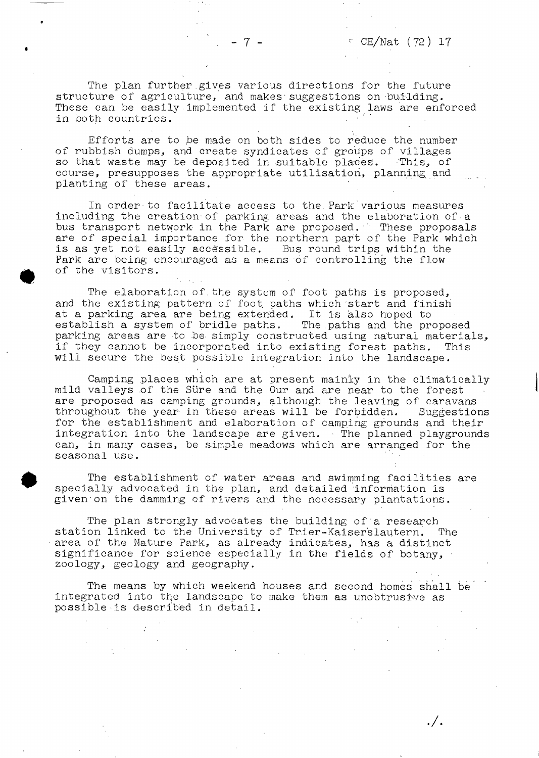The plan further gives various directions for the future structure of agriculture, and makes suggestions on building. These can be easily implemented if the existing laws are enforced in both countries.

Efforts are to be made on both sides to reduce the number of rubbish dumps, and create syndicates of groups of villages so that waste may be deposited in suitable places. This, of course, presupposes the appropriate utilisation, planning and planting of these areas.

In order to facilitate access to the Park various measures including the creation of parking areas and the elaboration of a bus transport network in the Park are proposed. These proposals are of special importance for the northern part of the Park which is as yet not easily accessible. Bus round trips within the Park are being encouraged as a means of controlling the flow of the visitors.

The elaboration of the system of foot paths is proposed, and the existing pattern of foot paths which start and finish at a parking area are being extended. It is also hoped to establish a system of bridle paths. The paths and the proposed parking areas are to be simply constructed using natural materials, if they cannot be incorporated into existing forest paths. This will secure the best possible integration into the landscape.

Camping places which are at present mainly in the climatically mild valleys of the Süre and the Our and are near to the forest are proposed as camping grounds, although the leaving of caravans throughout the year in these areas will be forbidden. Suggestions for the establishment and elaboration of camping grounds and their integration into the landscape are given. The planned playgrounds can, in many cases, be simple meadows which are arranged for the seasonal use.

The establishment of water areas and swimming facilities are specially advocated in the plan, and detailed information is given on the damming of rivers and the necessary plantations.

The plan strongly advocates the building of a research station linked to the University of Trier-Kaiserslautern. The area of the Nature Park, as already indicates, has a distinct significance for science especially in the fields of botany, zoology, geology and geography.

The means by which weekend houses and second homes shall be integrated into the landscape to make them as unobtrusive as possible is described in detail.

./.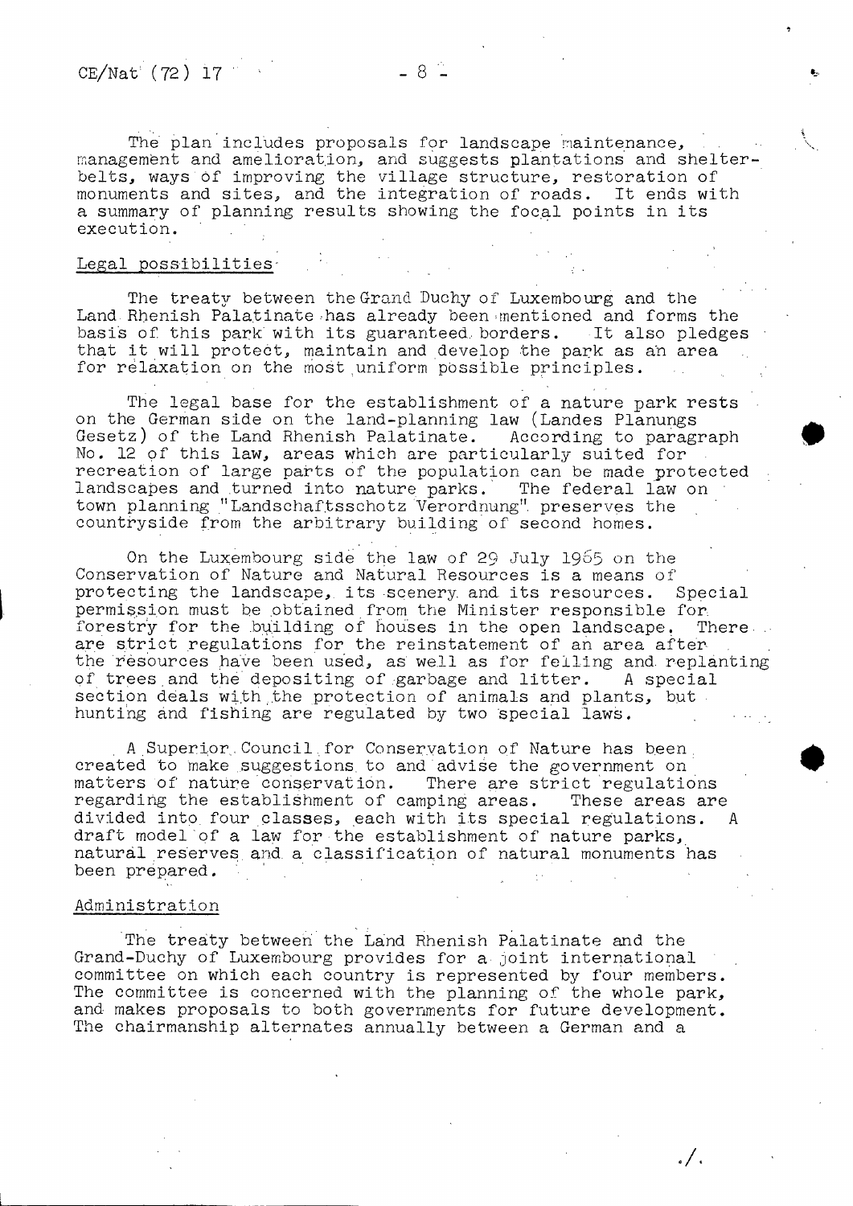The plan includes proposals for landscape maintenance, management and amelioration, and suggests plantations and shelter-belts, ways of improving the village structure, restoration of monuments and sites, and the integration of roads. It ends with a summary of planning results showing the focal points in its execution.

## Legal possibilities

The treaty between the Grand Duchy of Luxembourg and the Land Rhenish Palatinate has already been mentioned and forms the basis of this park with its guaranteed borders. It also pledges that it will protect, maintain and develop the park as an area for relaxation on the most uniform possible principles.

The legal base for the establishment of a nature park rests on the German side on the land-planning law (Landes Planungs Gesetz) of the Land Rhenish Palatinate. According to paragraph No. 12 of this law, areas which are particularly suited for recreation of large parts of the population can be made protected landscapes and turned into nature parks. The federal law on town planning "Landschaftsschotz Verordnung" preserves the countryside from the arbitrary building of second homes.

On the Luxembourg side the law of 29 July 1965 on the Conservation of Nature and Natural Resources is a means of protecting the landscape, its scenery and its resources. Special permission must be obtained from the Minister responsible for forestry for the building of houses in the open landscape. There are strict regulations for the reinstatement of an area after the resources have been used, as well as for felling and replanting of trees and the depositing of garbage and litter. A special section deals with the protection of animals and plants, but hunting and fishing are regulated by two special laws.

A Superior Council for Conservation of Nature has been created to make suggestions to and advise the government on matters of nature conservation. There are strict regulations regarding the establishment of camping areas. These areas are divided into four classes, each with its special regulations. A draft model of a law for the establishment of nature parks, natural reserves and a classification of natural monuments has been prepared.

## Administration

The treaty between the Land Rhenish Palatinate and the Grand-Duchy of Luxembourg provides for a joint international committee on which each country is represented by four members. The committee is concerned with the planning of the whole park, and makes proposals to both governments for future development. The chairmanship alternates annually between a German and a

./.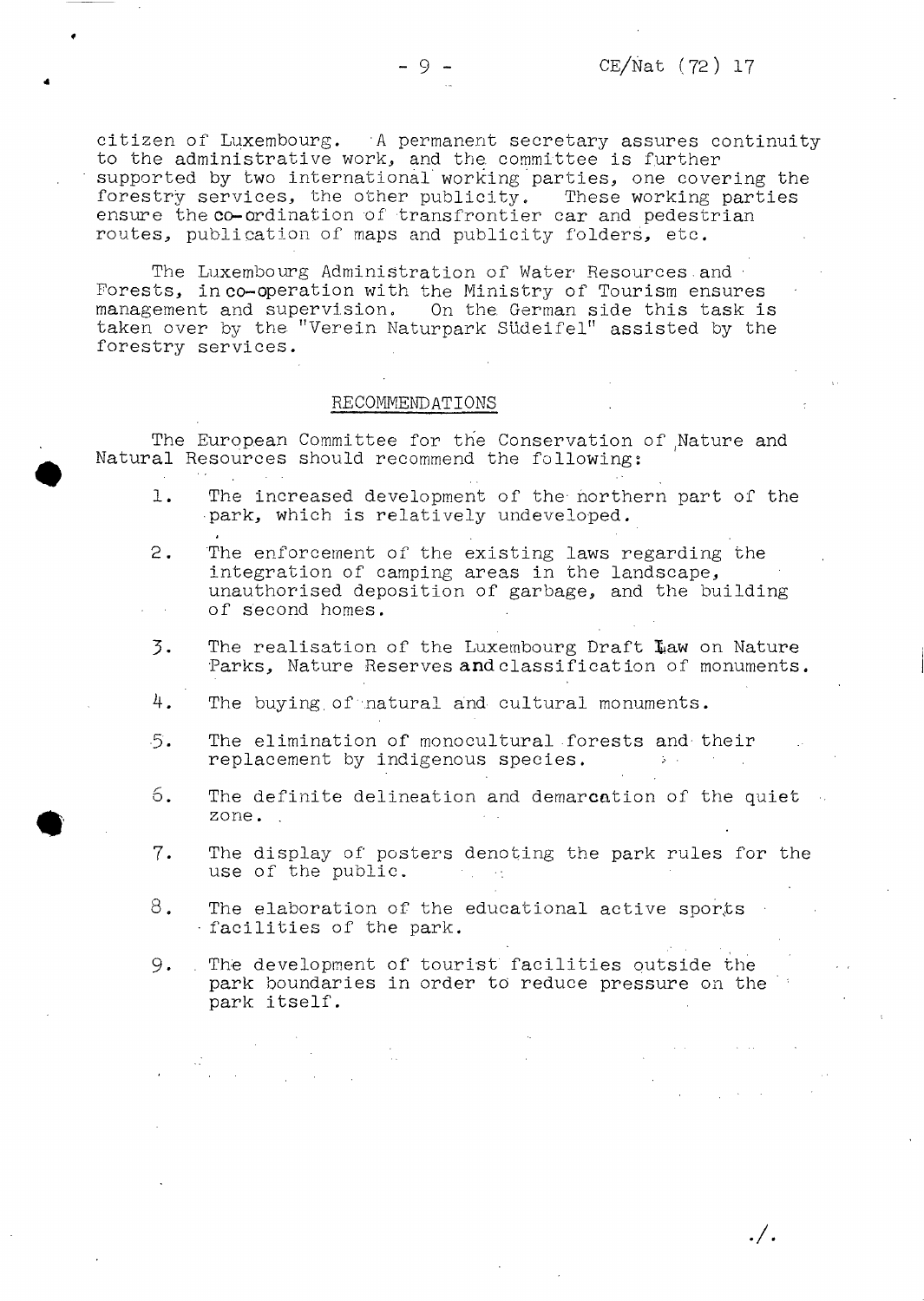citizen of Luxembourg. A permanent secretary assures continuity to the administrative work, and the committee is further supported by two international working parties, one covering the forestry services, the other publicity. These working parties ensure the co-ordination of transfrontier car and pedestrian routes, publication of maps and publicity folders, etc.

The Luxembourg Administration of Water Resources and Forests, in co-operation with the Ministry of Tourism ensures management and supervision. On the German side this task is taken over by the "Verein Naturpark Südeifel" assisted by the forestry services.

## RECOMMENDATIONS

The European Committee for the Conservation of Nature and Natural Resources should recommend the following:

1. The increased development of the northern part of the park, which is relatively undeveloped.

2. The enforcement of the existing laws regarding the integration of camping areas in the landscape, unauthorised deposition of garbage, and the building of second homes.

3. The realisation of the Luxembourg Draft Law on Nature Parks, Nature Reserves and classification of monuments.

4. The buying of natural and cultural monuments.

5. The elimination of monocultural forests and their replacement by indigenous species.

6. The definite delineation and demarcation of the quiet zone.

7. The display of posters denoting the park rules for the use of the public.

8. The elaboration of the educational active sports facilities of the park.

9. The development of tourist facilities outside the park boundaries in order to reduce pressure on the park itself.

./.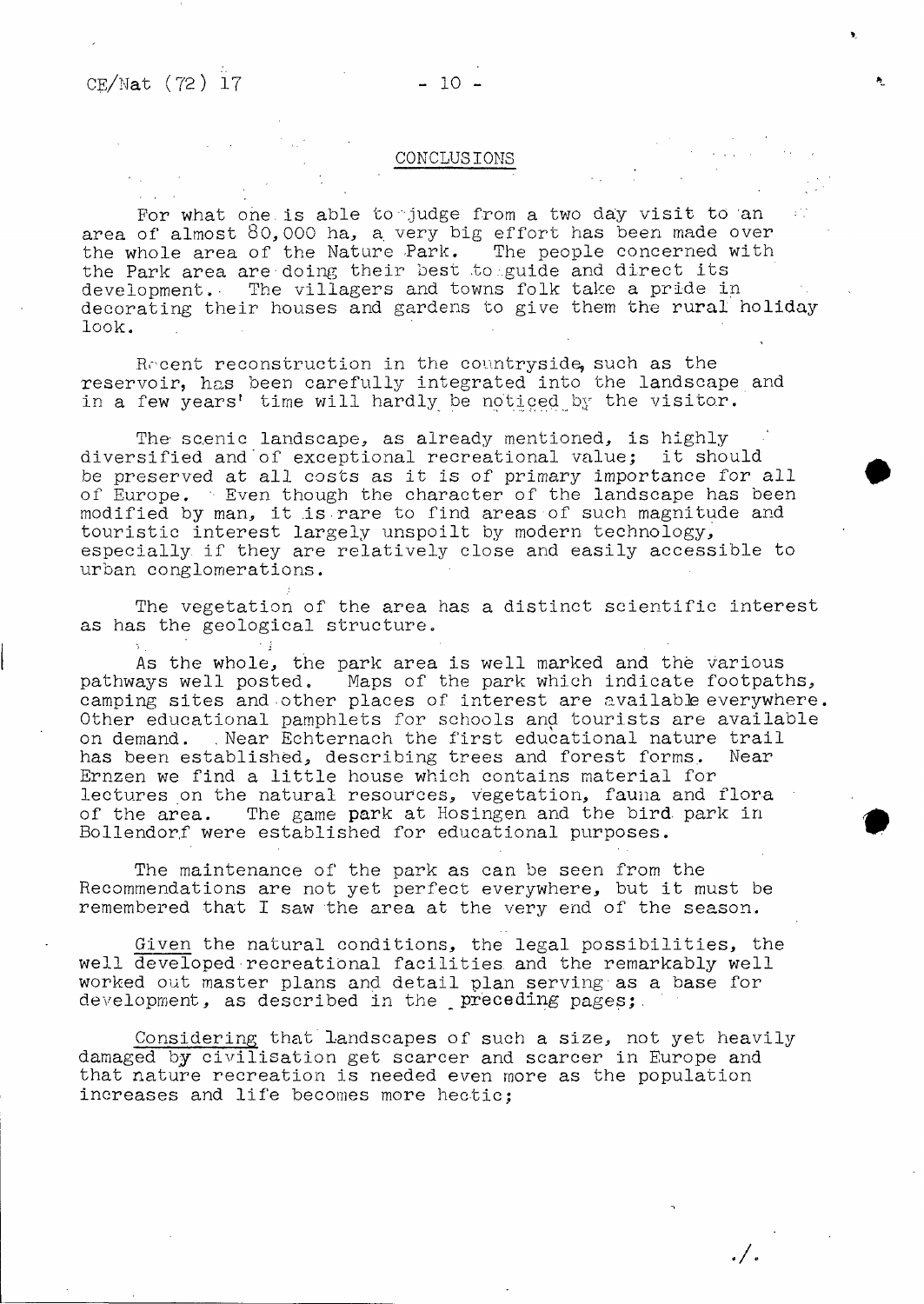## CONCLUSIONS

For what one is able to judge from a two day visit to an area of almost 80,000 ha, a very big effort has been made over the whole area of the Nature Park. The people concerned with the Park area are doing their best to guide and direct its development. The villagers and towns folk take a pride in decorating their houses and gardens to give them the rural holiday look.

Recent reconstruction in the countryside, such as the reservoir, has been carefully integrated into the landscape and in a few years' time will hardly be noticed by the visitor.

The scenic landscape, as already mentioned, is highly diversified and of exceptional recreational value; it should be preserved at all costs as it is of primary importance for all of Europe. Even though the character of the landscape has been modified by man, it is rare to find areas of such magnitude and touristic interest largely unspoilt by modern technology, especially if they are relatively close and easily accessible to urban conglomerations.

The vegetation of the area has a distinct scientific interest as has the geological structure.

As the whole, the park area is well marked and the various pathways well posted. Maps of the park which indicate footpaths, camping sites and other places of interest are available everywhere. Other educational pamphlets for schools and tourists are available on demand. Near Echternach the first educational nature trail has been established, describing trees and forest forms. Near Ernzen we find a little house which contains material for lectures on the natural resources, vegetation, fauna and flora of the area. The game park at Hosingen and the bird park in Bollendorf were established for educational purposes.

The maintenance of the park as can be seen from the Recommendations are not yet perfect everywhere, but it must be remembered that I saw the area at the very end of the season.

Given the natural conditions, the legal possibilities, the well developed recreational facilities and the remarkably well worked out master plans and detail plan serving as a base for development, as described in the preceding pages;

Considering that landscapes of such a size, not yet heavily damaged by civilisation get scarcer and scarcer in Europe and that nature recreation is needed even more as the population increases and life becomes more hectic;

./.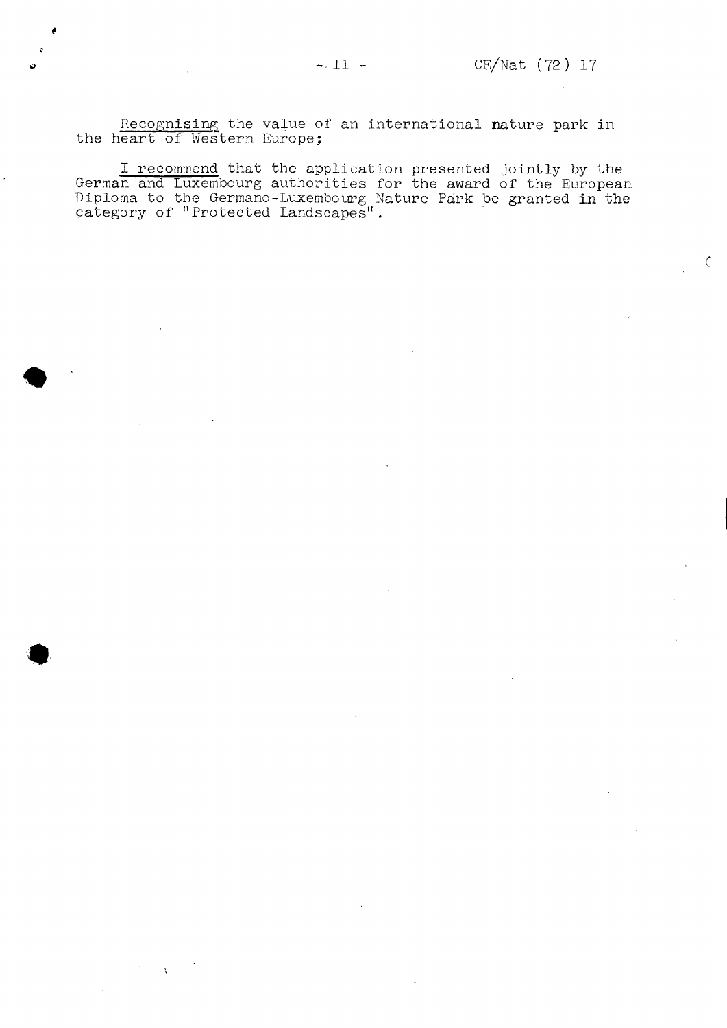Recognising the value of an international nature park in the heart of Western Europe;

I recommend that the application presented jointly by the German and Luxembourg authorities for the award of the European Diploma to the Germano-Luxembourg Nature Park be granted in the category of "Protected Landscapes".